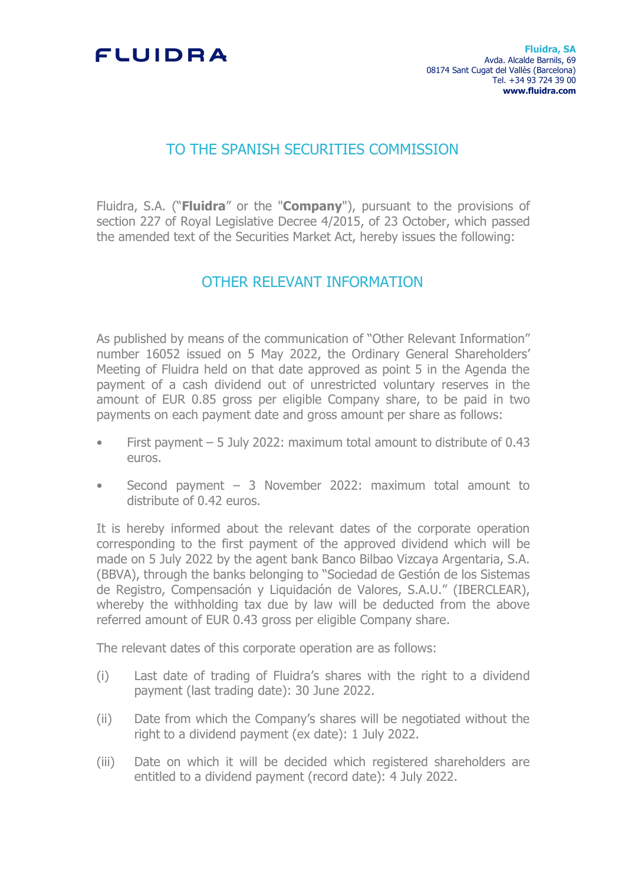**FLUIDRA**

**Fluidra, SA**
Avda. Alcalde Barnils, 69
08174 Sant Cugat del Vallès (Barcelona)
Tel. +34 93 724 39 00
**www.fluidra.com**

# TO THE SPANISH SECURITIES COMMISSION

Fluidra, S.A. ("**Fluidra**" or the "**Company**"), pursuant to the provisions of section 227 of Royal Legislative Decree 4/2015, of 23 October, which passed the amended text of the Securities Market Act, hereby issues the following:

# OTHER RELEVANT INFORMATION

As published by means of the communication of "Other Relevant Information" number 16052 issued on 5 May 2022, the Ordinary General Shareholders' Meeting of Fluidra held on that date approved as point 5 in the Agenda the payment of a cash dividend out of unrestricted voluntary reserves in the amount of EUR 0.85 gross per eligible Company share, to be paid in two payments on each payment date and gross amount per share as follows:

- First payment – 5 July 2022: maximum total amount to distribute of 0.43 euros.
- Second payment – 3 November 2022: maximum total amount to distribute of 0.42 euros.

It is hereby informed about the relevant dates of the corporate operation corresponding to the first payment of the approved dividend which will be made on 5 July 2022 by the agent bank Banco Bilbao Vizcaya Argentaria, S.A. (BBVA), through the banks belonging to "Sociedad de Gestión de los Sistemas de Registro, Compensación y Liquidación de Valores, S.A.U." (IBERCLEAR), whereby the withholding tax due by law will be deducted from the above referred amount of EUR 0.43 gross per eligible Company share.

The relevant dates of this corporate operation are as follows:

(i) Last date of trading of Fluidra's shares with the right to a dividend payment (last trading date): 30 June 2022.

(ii) Date from which the Company's shares will be negotiated without the right to a dividend payment (ex date): 1 July 2022.

(iii) Date on which it will be decided which registered shareholders are entitled to a dividend payment (record date): 4 July 2022.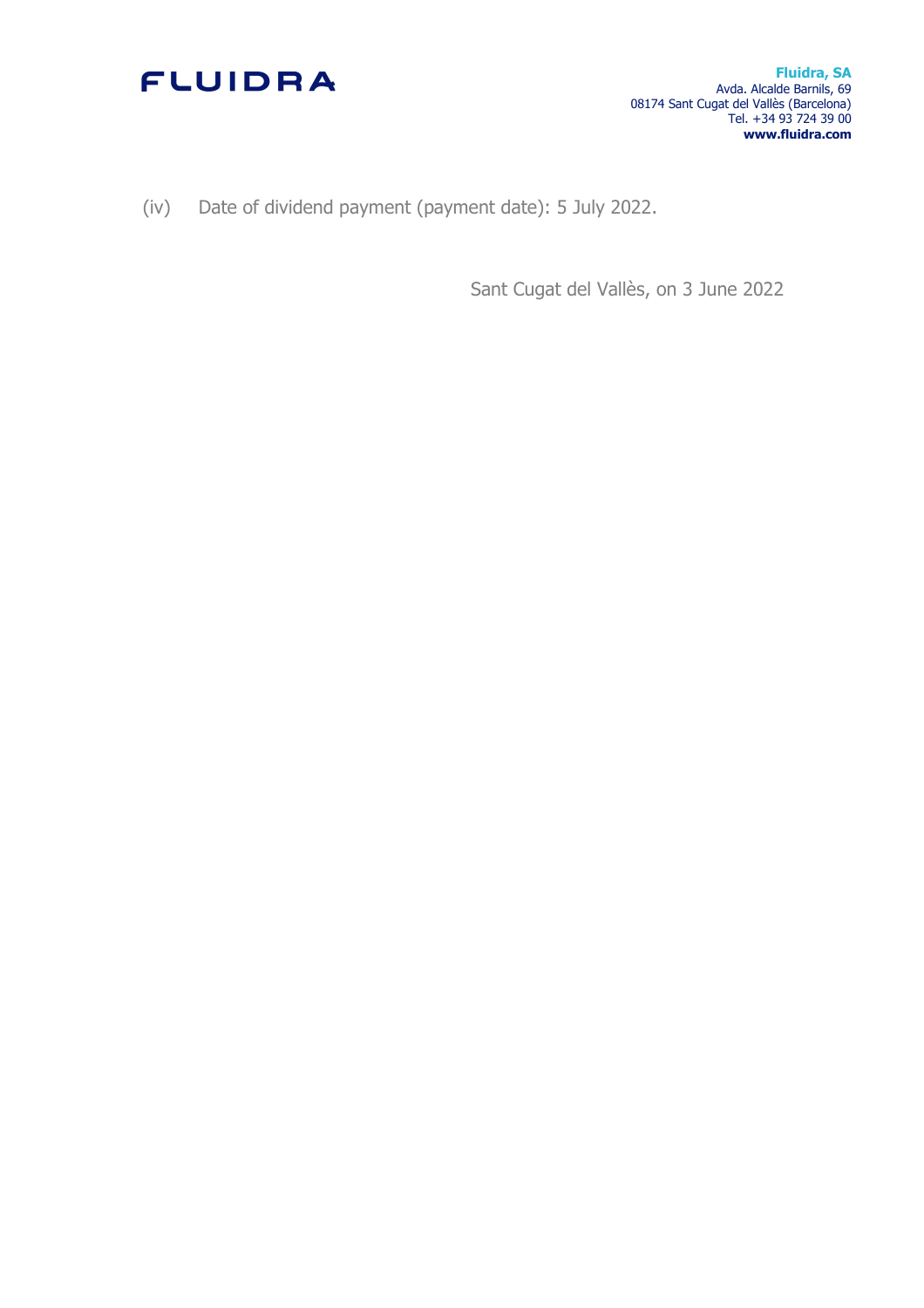(iv) Date of dividend payment (payment date): 5 July 2022.

Sant Cugat del Vallès, on 3 June 2022